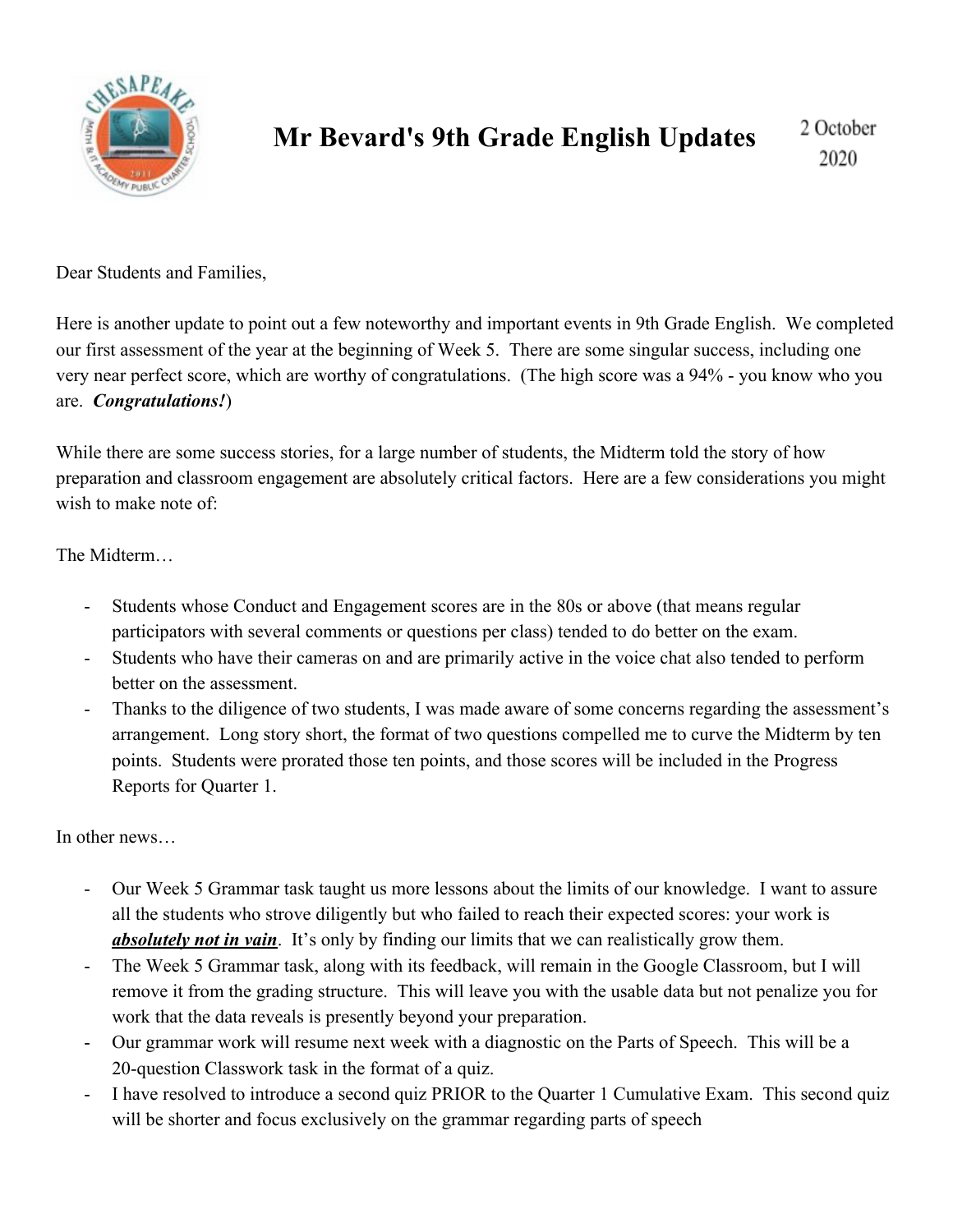# Mr Bevard's 9th Grade English Updates

2 October 2020

Dear Students and Families,

Here is another update to point out a few noteworthy and important events in 9th Grade English. We completed our first assessment of the year at the beginning of Week 5. There are some singular success, including one very near perfect score, which are worthy of congratulations. (The high score was a 94% - you know who you are. ***Congratulations!***)

While there are some success stories, for a large number of students, the Midterm told the story of how preparation and classroom engagement are absolutely critical factors. Here are a few considerations you might wish to make note of:

The Midterm…

- Students whose Conduct and Engagement scores are in the 80s or above (that means regular participators with several comments or questions per class) tended to do better on the exam.
- Students who have their cameras on and are primarily active in the voice chat also tended to perform better on the assessment.
- Thanks to the diligence of two students, I was made aware of some concerns regarding the assessment's arrangement. Long story short, the format of two questions compelled me to curve the Midterm by ten points. Students were prorated those ten points, and those scores will be included in the Progress Reports for Quarter 1.

In other news…

- Our Week 5 Grammar task taught us more lessons about the limits of our knowledge. I want to assure all the students who strove diligently but who failed to reach their expected scores: your work is ***<u>absolutely not in vain</u>***. It's only by finding our limits that we can realistically grow them.
- The Week 5 Grammar task, along with its feedback, will remain in the Google Classroom, but I will remove it from the grading structure. This will leave you with the usable data but not penalize you for work that the data reveals is presently beyond your preparation.
- Our grammar work will resume next week with a diagnostic on the Parts of Speech. This will be a 20-question Classwork task in the format of a quiz.
- I have resolved to introduce a second quiz PRIOR to the Quarter 1 Cumulative Exam. This second quiz will be shorter and focus exclusively on the grammar regarding parts of speech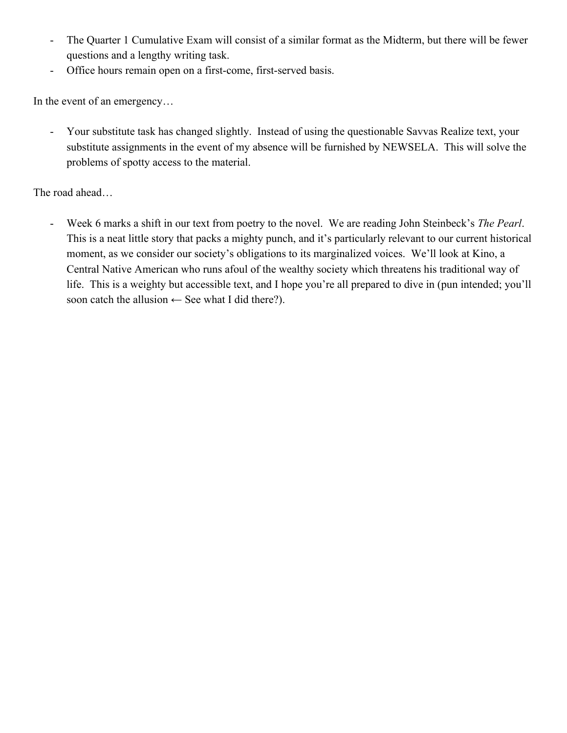- The Quarter 1 Cumulative Exam will consist of a similar format as the Midterm, but there will be fewer questions and a lengthy writing task.
- Office hours remain open on a first-come, first-served basis.

In the event of an emergency…

- Your substitute task has changed slightly. Instead of using the questionable Savvas Realize text, your substitute assignments in the event of my absence will be furnished by NEWSELA. This will solve the problems of spotty access to the material.

The road ahead…

- Week 6 marks a shift in our text from poetry to the novel. We are reading John Steinbeck's *The Pearl*. This is a neat little story that packs a mighty punch, and it's particularly relevant to our current historical moment, as we consider our society's obligations to its marginalized voices. We'll look at Kino, a Central Native American who runs afoul of the wealthy society which threatens his traditional way of life. This is a weighty but accessible text, and I hope you're all prepared to dive in (pun intended; you'll soon catch the allusion ← See what I did there?).